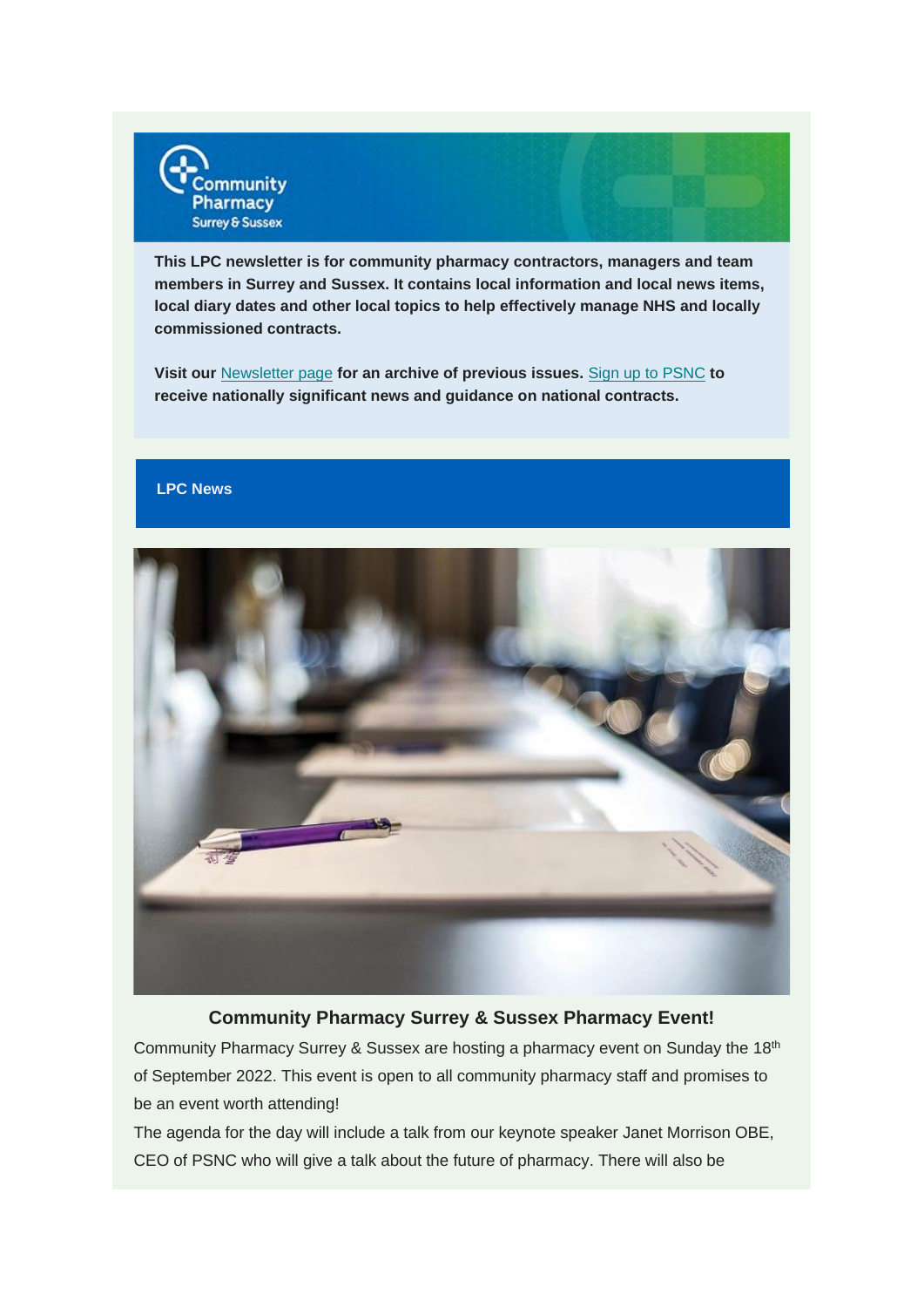**This LPC newsletter is for community pharmacy contractors, managers and team members in Surrey and Sussex. It contains local information and local news items, local diary dates and other local topics to help effectively manage NHS and locally commissioned contracts.**

**Visit our** Newsletter page **for an archive of previous issues.** Sign up to PSNC **to receive nationally significant news and guidance on national contracts.**

## LPC News

### Community Pharmacy Surrey & Sussex Pharmacy Event!

Community Pharmacy Surrey & Sussex are hosting a pharmacy event on Sunday the 18th of September 2022. This event is open to all community pharmacy staff and promises to be an event worth attending!

The agenda for the day will include a talk from our keynote speaker Janet Morrison OBE, CEO of PSNC who will give a talk about the future of pharmacy. There will also be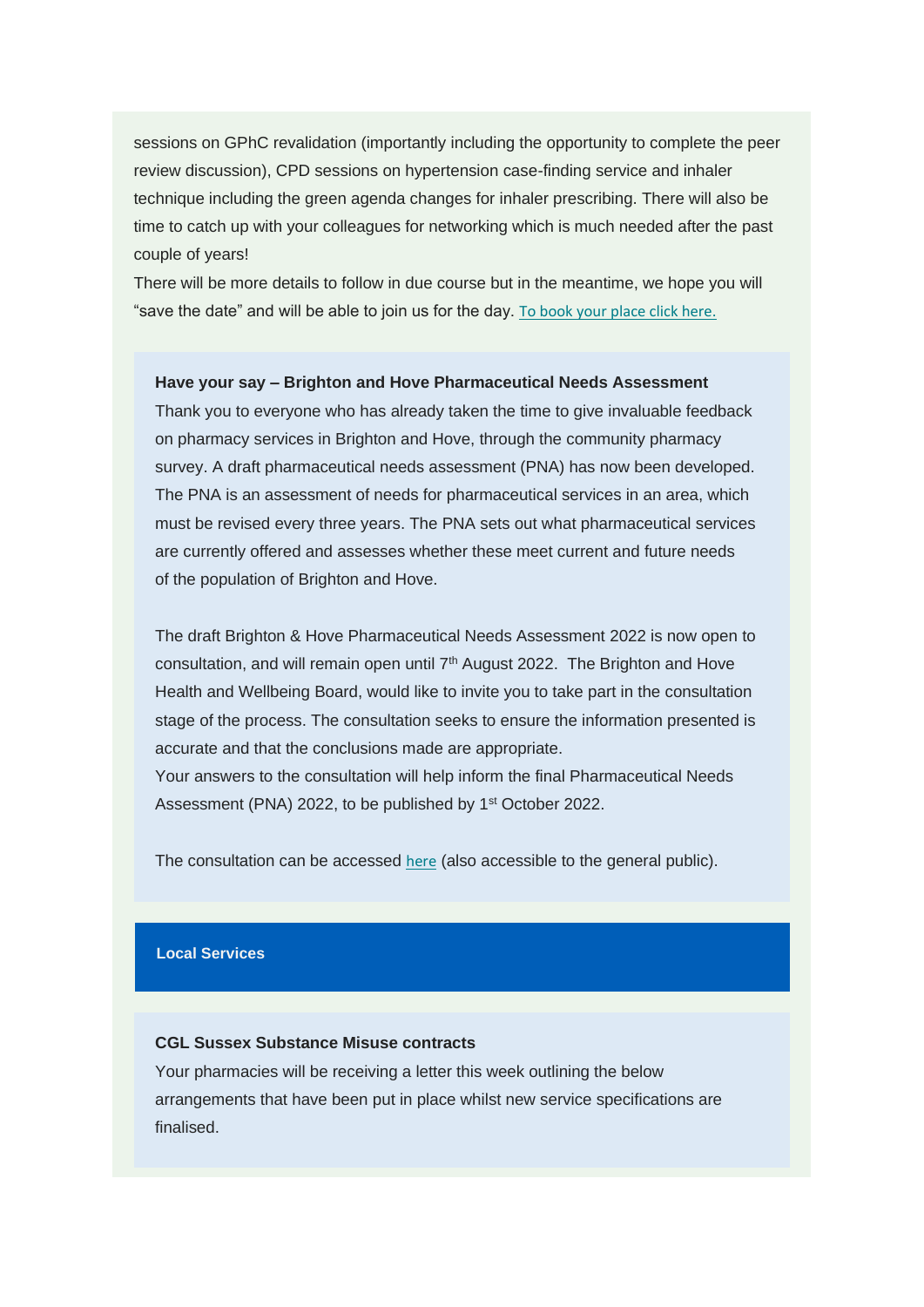sessions on GPhC revalidation (importantly including the opportunity to complete the peer review discussion), CPD sessions on hypertension case-finding service and inhaler technique including the green agenda changes for inhaler prescribing. There will also be time to catch up with your colleagues for networking which is much needed after the past couple of years!

There will be more details to follow in due course but in the meantime, we hope you will "save the date" and will be able to join us for the day. To book your place click here.

**Have your say – Brighton and Hove Pharmaceutical Needs Assessment**

Thank you to everyone who has already taken the time to give invaluable feedback on pharmacy services in Brighton and Hove, through the community pharmacy survey. A draft pharmaceutical needs assessment (PNA) has now been developed. The PNA is an assessment of needs for pharmaceutical services in an area, which must be revised every three years. The PNA sets out what pharmaceutical services are currently offered and assesses whether these meet current and future needs of the population of Brighton and Hove.

The draft Brighton & Hove Pharmaceutical Needs Assessment 2022 is now open to consultation, and will remain open until 7th August 2022. The Brighton and Hove Health and Wellbeing Board, would like to invite you to take part in the consultation stage of the process. The consultation seeks to ensure the information presented is accurate and that the conclusions made are appropriate.

Your answers to the consultation will help inform the final Pharmaceutical Needs Assessment (PNA) 2022, to be published by 1st October 2022.

The consultation can be accessed here (also accessible to the general public).

## Local Services

**CGL Sussex Substance Misuse contracts**

Your pharmacies will be receiving a letter this week outlining the below arrangements that have been put in place whilst new service specifications are finalised.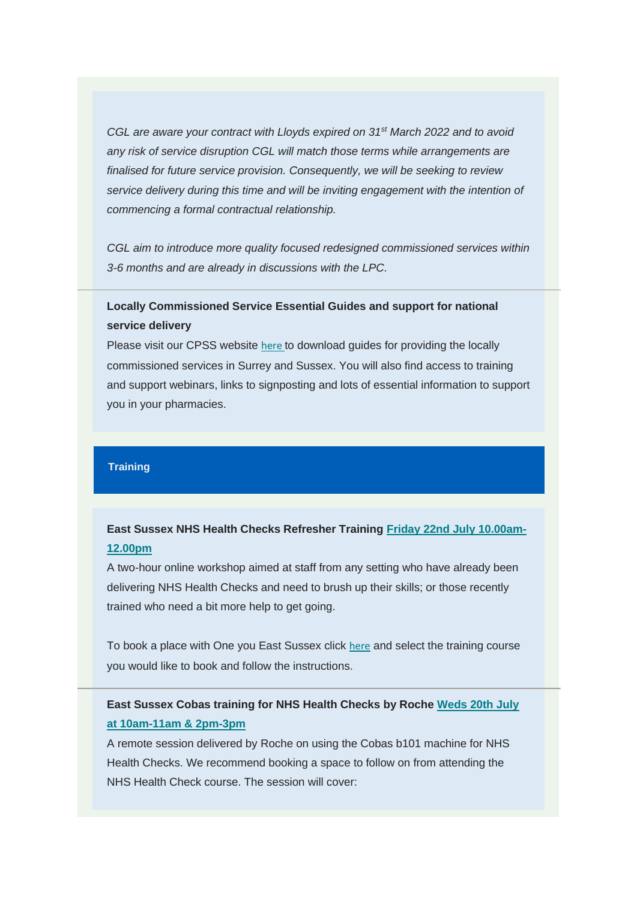*CGL are aware your contract with Lloyds expired on 31st March 2022 and to avoid any risk of service disruption CGL will match those terms while arrangements are finalised for future service provision. Consequently, we will be seeking to review service delivery during this time and will be inviting engagement with the intention of commencing a formal contractual relationship.*

*CGL aim to introduce more quality focused redesigned commissioned services within 3-6 months and are already in discussions with the LPC.*

---

**Locally Commissioned Service Essential Guides and support for national service delivery**

Please visit our CPSS website here to download guides for providing the locally commissioned services in Surrey and Sussex. You will also find access to training and support webinars, links to signposting and lots of essential information to support you in your pharmacies.

## Training

**East Sussex NHS Health Checks Refresher Training Friday 22nd July 10.00am-12.00pm**

A two-hour online workshop aimed at staff from any setting who have already been delivering NHS Health Checks and need to brush up their skills; or those recently trained who need a bit more help to get going.

To book a place with One you East Sussex click here and select the training course you would like to book and follow the instructions.

---

**East Sussex Cobas training for NHS Health Checks by Roche Weds 20th July at 10am-11am & 2pm-3pm**

A remote session delivered by Roche on using the Cobas b101 machine for NHS Health Checks. We recommend booking a space to follow on from attending the NHS Health Check course. The session will cover: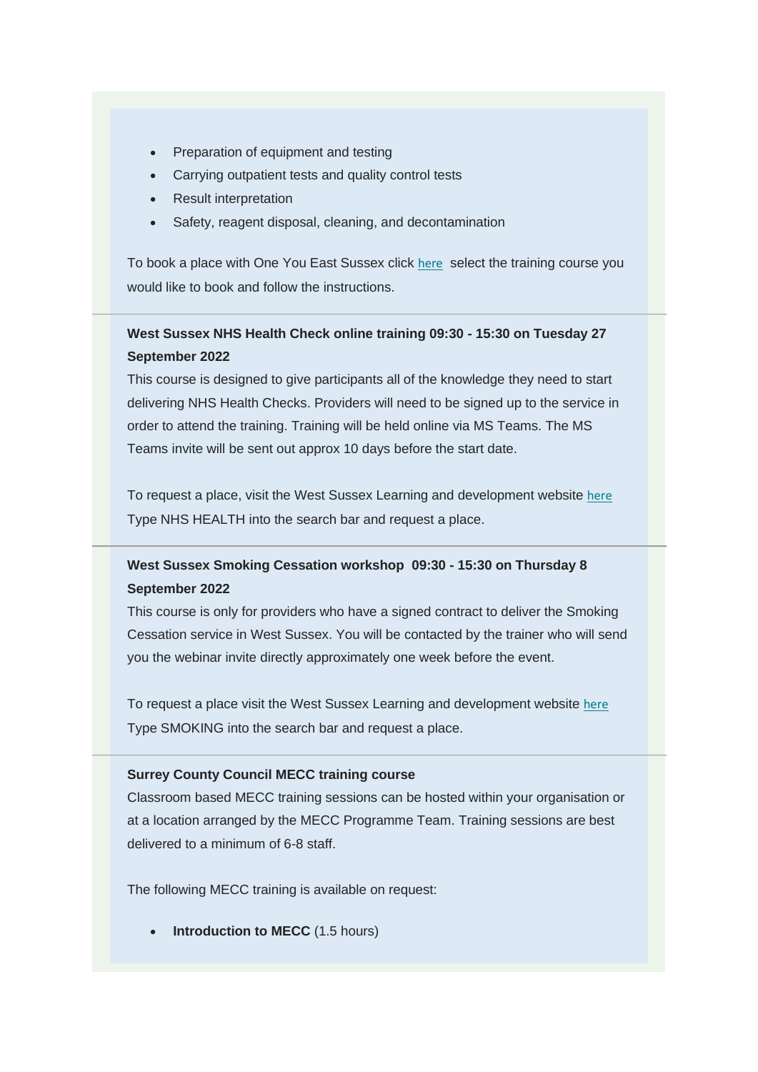- Preparation of equipment and testing
- Carrying outpatient tests and quality control tests
- Result interpretation
- Safety, reagent disposal, cleaning, and decontamination

To book a place with One You East Sussex click here select the training course you would like to book and follow the instructions.

---

**West Sussex NHS Health Check online training 09:30 - 15:30 on Tuesday 27 September 2022**

This course is designed to give participants all of the knowledge they need to start delivering NHS Health Checks. Providers will need to be signed up to the service in order to attend the training. Training will be held online via MS Teams. The MS Teams invite will be sent out approx 10 days before the start date.

To request a place, visit the West Sussex Learning and development website here Type NHS HEALTH into the search bar and request a place.

---

**West Sussex Smoking Cessation workshop 09:30 - 15:30 on Thursday 8 September 2022**

This course is only for providers who have a signed contract to deliver the Smoking Cessation service in West Sussex. You will be contacted by the trainer who will send you the webinar invite directly approximately one week before the event.

To request a place visit the West Sussex Learning and development website here Type SMOKING into the search bar and request a place.

---

**Surrey County Council MECC training course**

Classroom based MECC training sessions can be hosted within your organisation or at a location arranged by the MECC Programme Team. Training sessions are best delivered to a minimum of 6-8 staff.

The following MECC training is available on request:

- **Introduction to MECC** (1.5 hours)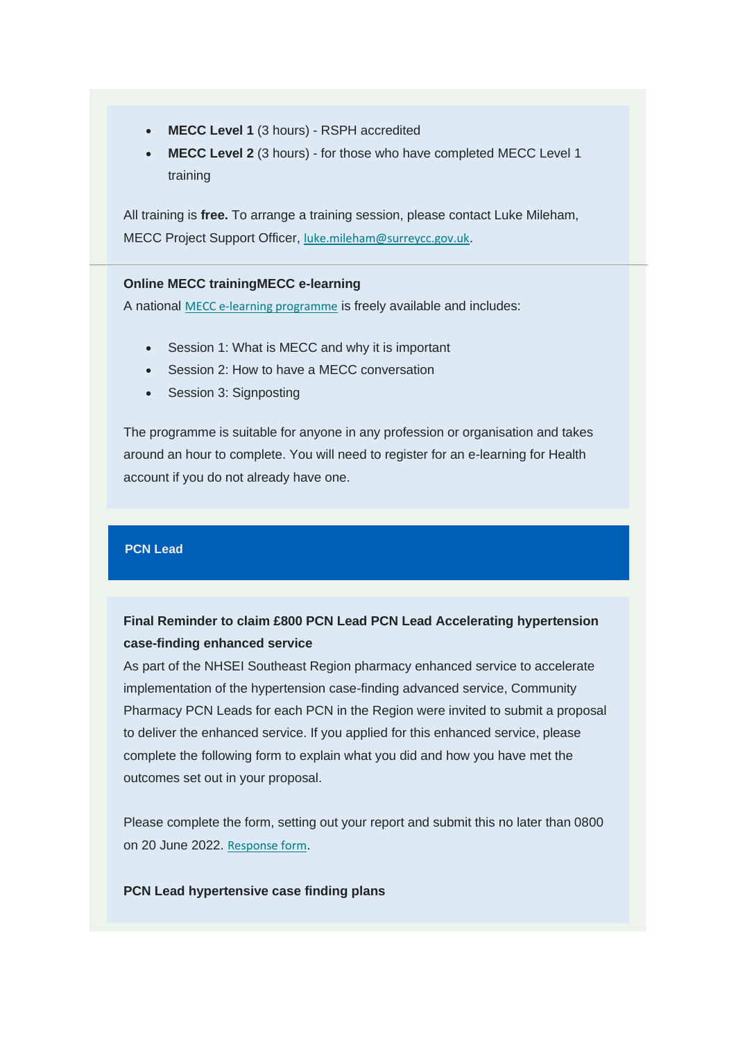- **MECC Level 1** (3 hours) - RSPH accredited
- **MECC Level 2** (3 hours) - for those who have completed MECC Level 1 training

All training is **free.** To arrange a training session, please contact Luke Mileham, MECC Project Support Officer, luke.mileham@surreycc.gov.uk.

---

**Online MECC trainingMECC e-learning**

A national MECC e-learning programme is freely available and includes:

- Session 1: What is MECC and why it is important
- Session 2: How to have a MECC conversation
- Session 3: Signposting

The programme is suitable for anyone in any profession or organisation and takes around an hour to complete. You will need to register for an e-learning for Health account if you do not already have one.

## PCN Lead

**Final Reminder to claim £800 PCN Lead PCN Lead Accelerating hypertension case-finding enhanced service**

As part of the NHSEI Southeast Region pharmacy enhanced service to accelerate implementation of the hypertension case-finding advanced service, Community Pharmacy PCN Leads for each PCN in the Region were invited to submit a proposal to deliver the enhanced service. If you applied for this enhanced service, please complete the following form to explain what you did and how you have met the outcomes set out in your proposal.

Please complete the form, setting out your report and submit this no later than 0800 on 20 June 2022. Response form.

**PCN Lead hypertensive case finding plans**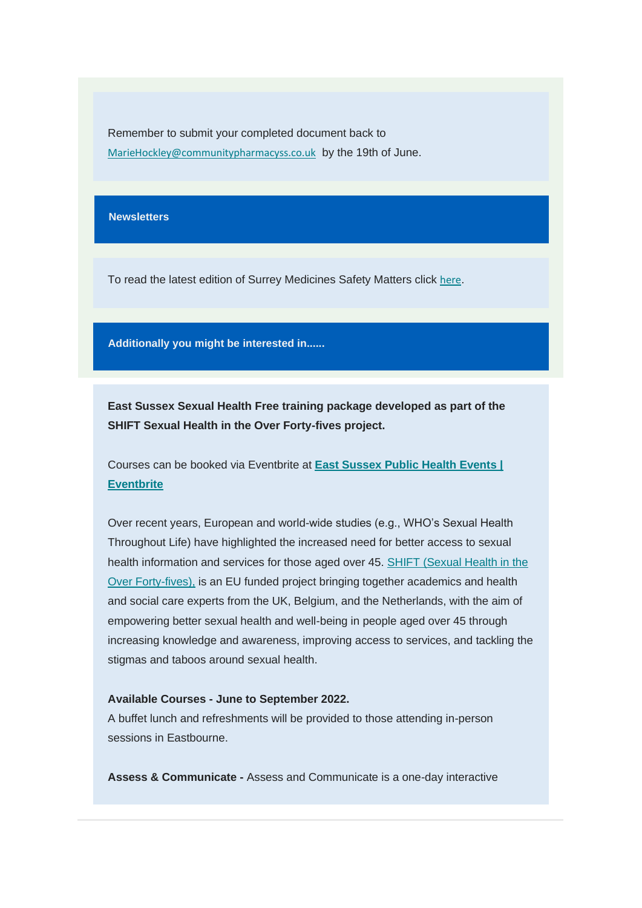Remember to submit your completed document back to MarieHockley@communitypharmacyss.co.uk by the 19th of June.

## Newsletters

To read the latest edition of Surrey Medicines Safety Matters click here.

## Additionally you might be interested in......

**East Sussex Sexual Health Free training package developed as part of the SHIFT Sexual Health in the Over Forty-fives project.**

Courses can be booked via Eventbrite at **East Sussex Public Health Events | Eventbrite**

Over recent years, European and world-wide studies (e.g., WHO's Sexual Health Throughout Life) have highlighted the increased need for better access to sexual health information and services for those aged over 45. SHIFT (Sexual Health in the Over Forty-fives), is an EU funded project bringing together academics and health and social care experts from the UK, Belgium, and the Netherlands, with the aim of empowering better sexual health and well-being in people aged over 45 through increasing knowledge and awareness, improving access to services, and tackling the stigmas and taboos around sexual health.

**Available Courses - June to September 2022.**
A buffet lunch and refreshments will be provided to those attending in-person sessions in Eastbourne.

**Assess & Communicate -** Assess and Communicate is a one-day interactive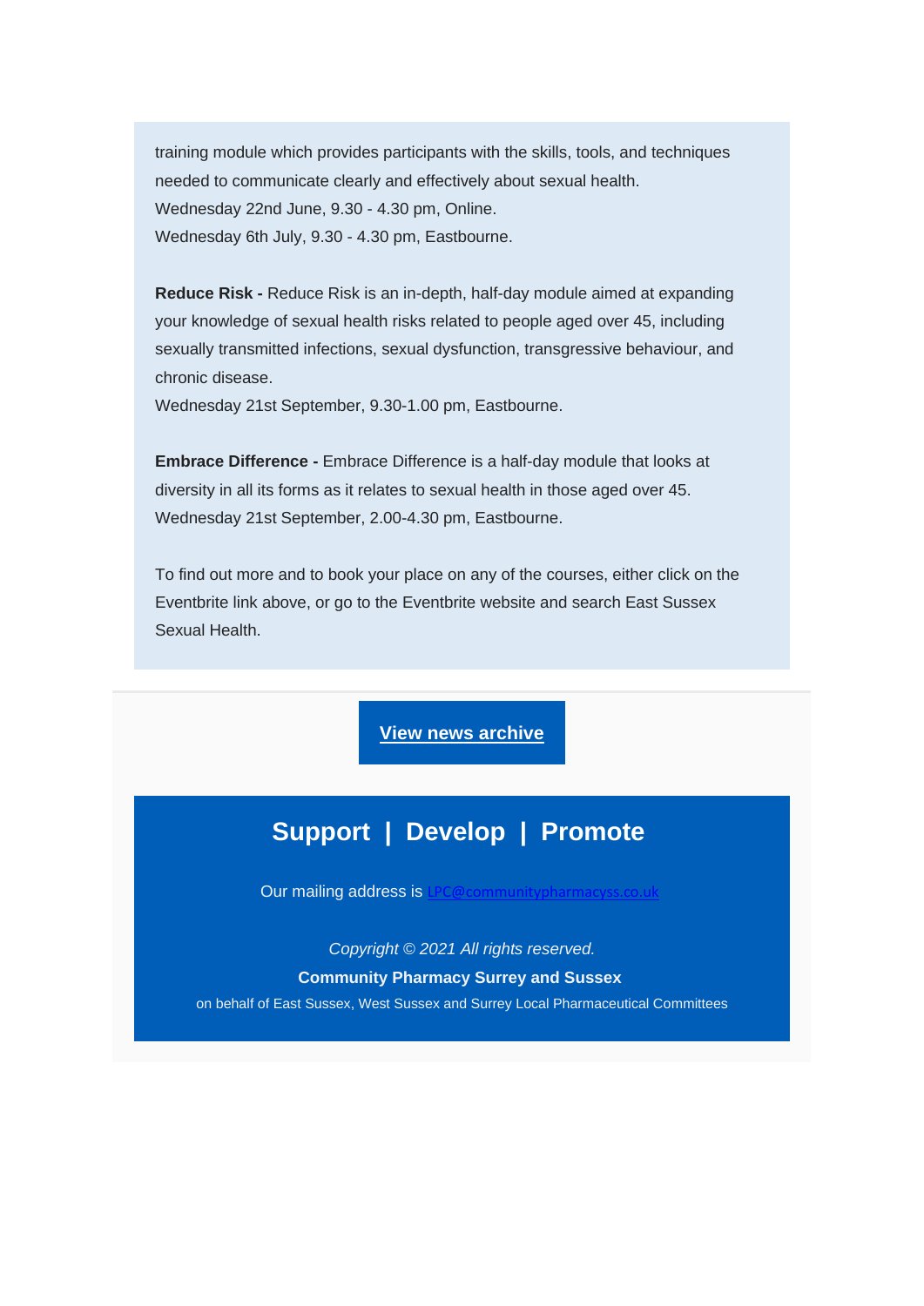training module which provides participants with the skills, tools, and techniques needed to communicate clearly and effectively about sexual health.
Wednesday 22nd June, 9.30 - 4.30 pm, Online.
Wednesday 6th July, 9.30 - 4.30 pm, Eastbourne.

**Reduce Risk -** Reduce Risk is an in-depth, half-day module aimed at expanding your knowledge of sexual health risks related to people aged over 45, including sexually transmitted infections, sexual dysfunction, transgressive behaviour, and chronic disease.
Wednesday 21st September, 9.30-1.00 pm, Eastbourne.

**Embrace Difference -** Embrace Difference is a half-day module that looks at diversity in all its forms as it relates to sexual health in those aged over 45.
Wednesday 21st September, 2.00-4.30 pm, Eastbourne.

To find out more and to book your place on any of the courses, either click on the Eventbrite link above, or go to the Eventbrite website and search East Sussex Sexual Health.

**View news archive**

## Support | Develop | Promote

Our mailing address is LPC@communitypharmacyss.co.uk

*Copyright © 2021 All rights reserved.*

**Community Pharmacy Surrey and Sussex**

on behalf of East Sussex, West Sussex and Surrey Local Pharmaceutical Committees